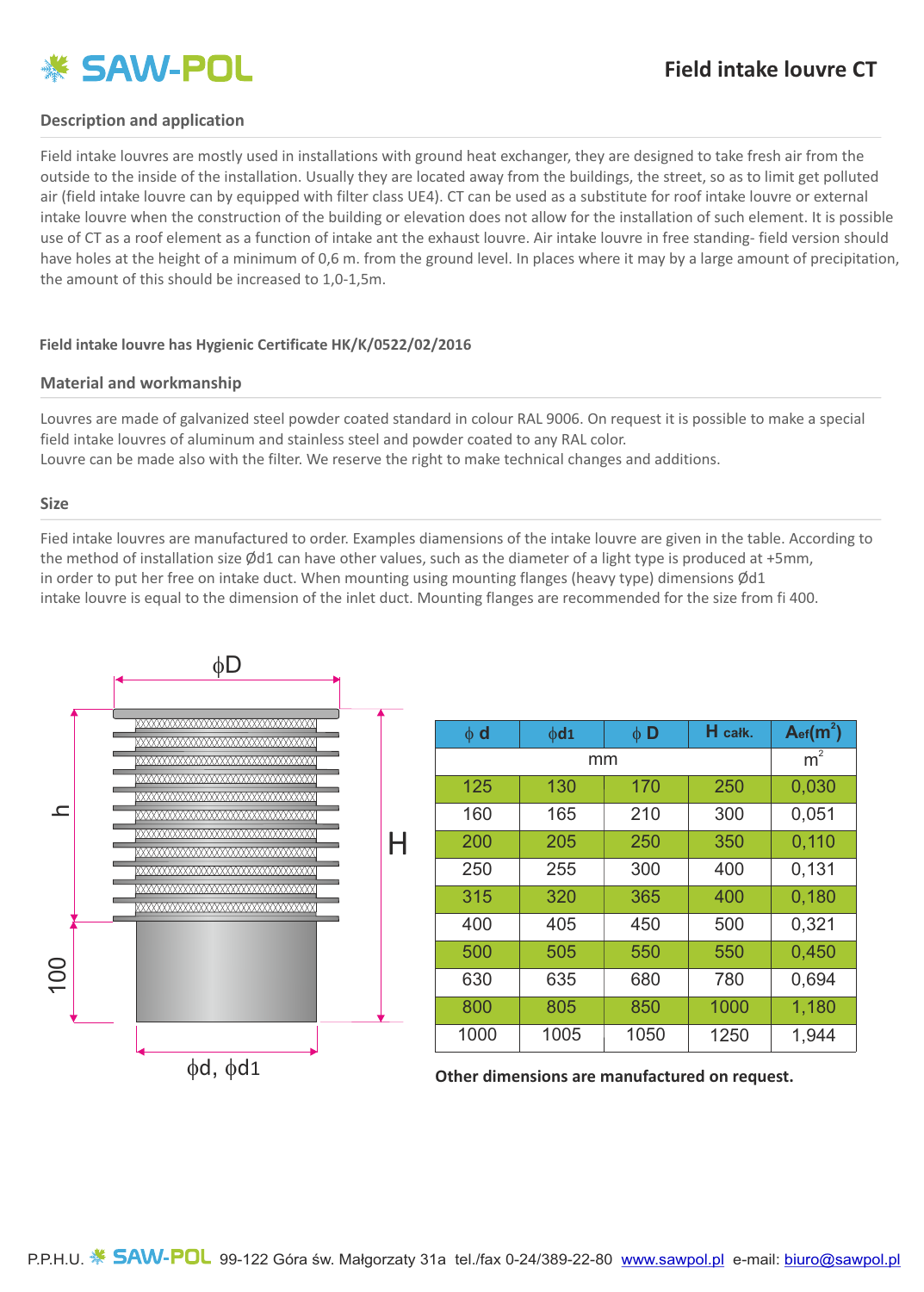# SAW-POL

## Field intake louvre CT

### Description and application

Field intake louvres are mostly used in installations with ground heat exchanger, they are designed to take fresh air from the outside to the inside of the installation. Usually they are located away from the buildings, the street, so as to limit get polluted air (field intake louvre can by equipped with filter class UE4). CT can be used as a substitute for roof intake louvre or external intake louvre when the construction of the building or elevation does not allow for the installation of such element. It is possible use of CT as a roof element as a function of intake ant the exhaust louvre. Air intake louvre in free standing- field version should have holes at the height of a minimum of 0,6 m. from the ground level. In places where it may by a large amount of precipitation, the amount of this should be increased to 1,0-1,5m.

**Field intake louvre has Hygienic Certificate HK/K/0522/02/2016**

### Material and workmanship

Louvres are made of galvanized steel powder coated standard in colour RAL 9006. On request it is possible to make a special field intake louvres of aluminum and stainless steel and powder coated to any RAL color.
Louvre can be made also with the filter. We reserve the right to make technical changes and additions.

### Size

Fied intake louvres are manufactured to order. Examples dimensions of the intake louvre are given in the table. According to the method of installation size Ød1 can have other values, such as the diameter of a light type is produced at +5mm, in order to put her free on intake duct. When mounting using mounting flanges (heavy type) dimensions Ød1 intake louvre is equal to the dimension of the inlet duct. Mounting flanges are recommended for the size from fi 400.

ϕD

h

100

H

ϕd, ϕd1

| ϕ d | ϕd1 | ϕ D | H całk. | $A_{ef}(m^2)$ |
|---|---|---|---|---|
| mm | | | | $m^2$ |
| 125 | 130 | 170 | 250 | 0,030 |
| 160 | 165 | 210 | 300 | 0,051 |
| 200 | 205 | 250 | 350 | 0,110 |
| 250 | 255 | 300 | 400 | 0,131 |
| 315 | 320 | 365 | 400 | 0,180 |
| 400 | 405 | 450 | 500 | 0,321 |
| 500 | 505 | 550 | 550 | 0,450 |
| 630 | 635 | 680 | 780 | 0,694 |
| 800 | 805 | 850 | 1000 | 1,180 |
| 1000 | 1005 | 1050 | 1250 | 1,944 |

**Other dimensions are manufactured on request.**

P.P.H.U. SAW-POL 99-122 Góra św. Małgorzaty 31a tel./fax 0-24/389-22-80 www.sawpol.pl e-mail: biuro@sawpol.pl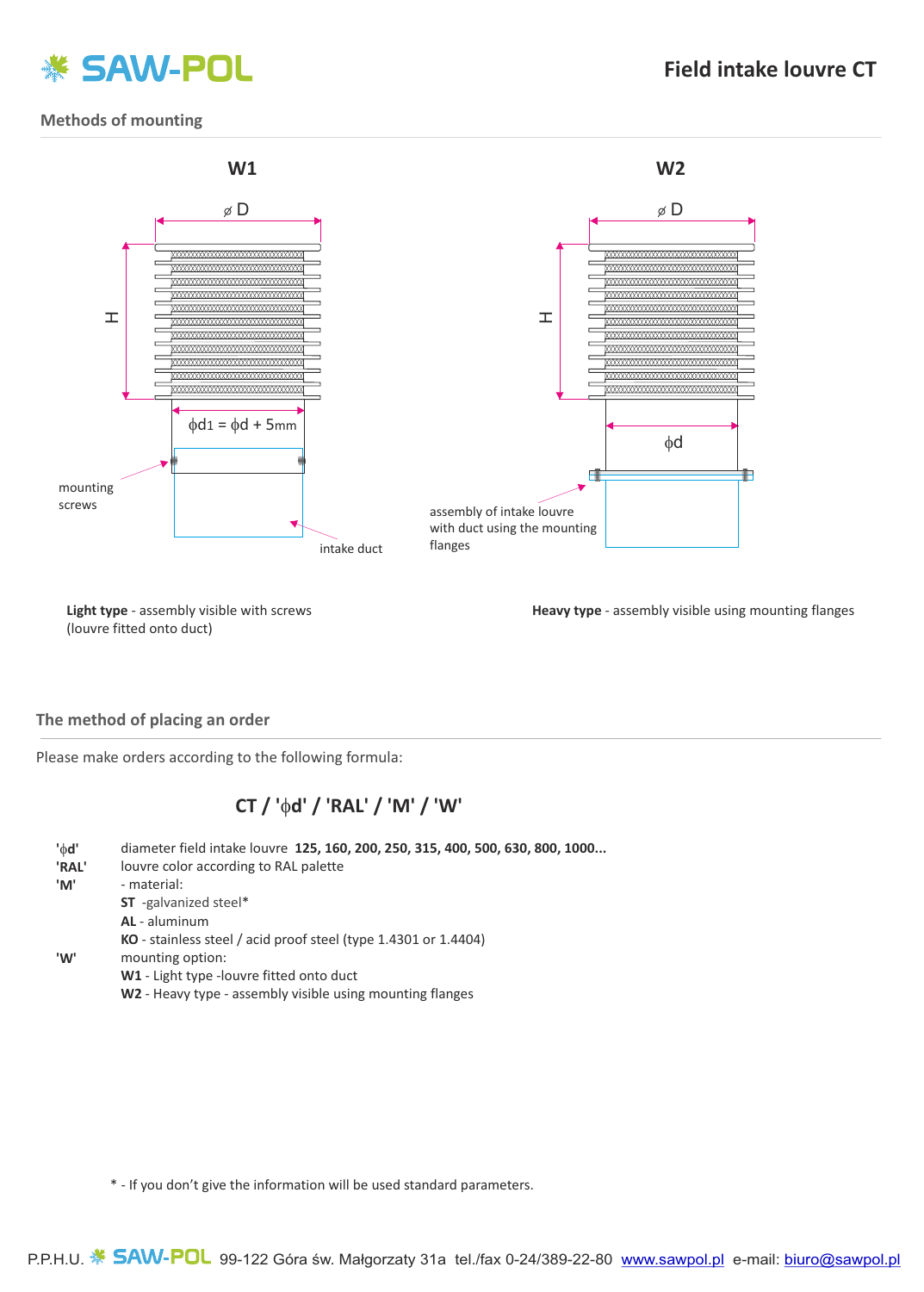# Field intake louvre CT

## Methods of mounting

W1

⌀ D

H

$\phi d_1 = \phi d + 5mm$

mounting screws

intake duct

W2

⌀ D

H

$\phi d$

assembly of intake louvre with duct using the mounting flanges

**Light type** - assembly visible with screws (louvre fitted onto duct)

**Heavy type** - assembly visible using mounting flanges

## The method of placing an order

Please make orders according to the following formula:

### CT / 'ϕd' / 'RAL' / 'M' / 'W'

**'ϕd'** diameter field intake louvre **125, 160, 200, 250, 315, 400, 500, 630, 800, 1000...**

**'RAL'** louvre color according to RAL palette

**'M'** - material:

- **ST** -galvanized steel*
- **AL** - aluminum
- **KO** - stainless steel / acid proof steel (type 1.4301 or 1.4404)

**'W'** mounting option:

- **W1** - Light type -louvre fitted onto duct
- **W2** - Heavy type - assembly visible using mounting flanges

* - If you don't give the information will be used standard parameters.

P.P.H.U. SAW-POL 99-122 Góra św. Małgorzaty 31a tel./fax 0-24/389-22-80 www.sawpol.pl e-mail: biuro@sawpol.pl